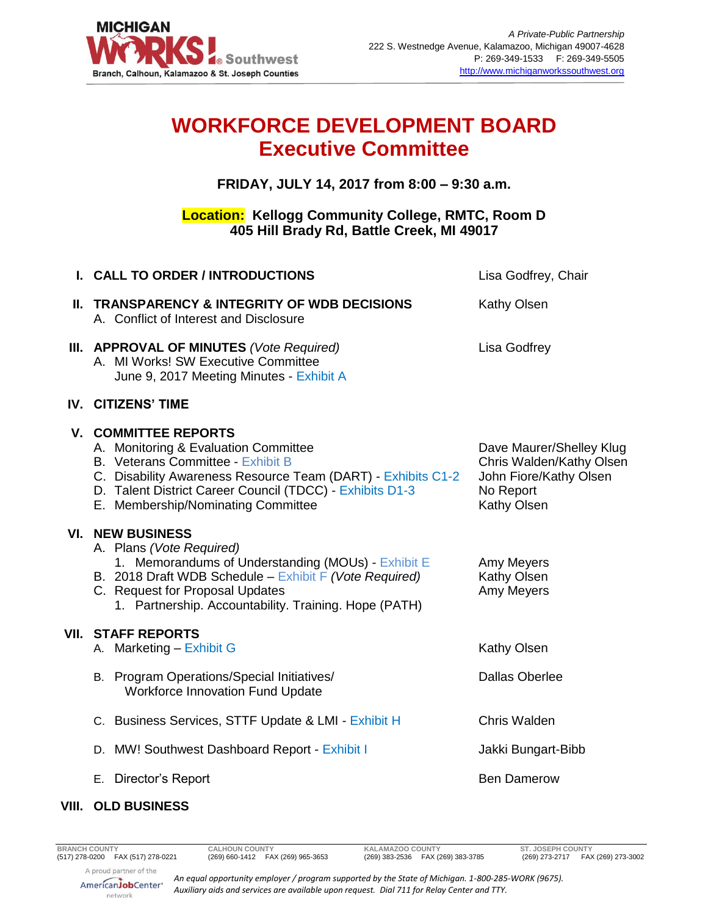MICHIGAN WORKS! Southwest
Branch, Calhoun, Kalamazoo & St. Joseph Counties

*A Private-Public Partnership*
222 S. Westnedge Avenue, Kalamazoo, Michigan 49007-4628
P: 269-349-1533 F: 269-349-5505
http://www.michiganworkssouthwest.org

# WORKFORCE DEVELOPMENT BOARD
## Executive Committee

**FRIDAY, JULY 14, 2017 from 8:00 – 9:30 a.m.**

**Location: Kellogg Community College, RMTC, Room D**
**405 Hill Brady Rd, Battle Creek, MI 49017**

| | | |
|---|---|---|
| **I.** | **CALL TO ORDER / INTRODUCTIONS** | Lisa Godfrey, Chair |
| **II.** | **TRANSPARENCY & INTEGRITY OF WDB DECISIONS** | Kathy Olsen |
| | A. Conflict of Interest and Disclosure | |
| **III.** | **APPROVAL OF MINUTES** *(Vote Required)* | Lisa Godfrey |
| | A. MI Works! SW Executive Committee June 9, 2017 Meeting Minutes - Exhibit A | |
| **IV.** | **CITIZENS' TIME** | |
| **V.** | **COMMITTEE REPORTS** | |
| | A. Monitoring & Evaluation Committee | Dave Maurer/Shelley Klug |
| | B. Veterans Committee - Exhibit B | Chris Walden/Kathy Olsen |
| | C. Disability Awareness Resource Team (DART) - Exhibits C1-2 | John Fiore/Kathy Olsen |
| | D. Talent District Career Council (TDCC) - Exhibits D1-3 | No Report |
| | E. Membership/Nominating Committee | Kathy Olsen |
| **VI.** | **NEW BUSINESS** | |
| | A. Plans *(Vote Required)* | |
| | 1. Memorandums of Understanding (MOUs) - Exhibit E | Amy Meyers |
| | B. 2018 Draft WDB Schedule – Exhibit F *(Vote Required)* | Kathy Olsen |
| | C. Request for Proposal Updates | Amy Meyers |
| | 1. Partnership. Accountability. Training. Hope (PATH) | |
| **VII.** | **STAFF REPORTS** | |
| | A. Marketing – Exhibit G | Kathy Olsen |
| | B. Program Operations/Special Initiatives/ Workforce Innovation Fund Update | Dallas Oberlee |
| | C. Business Services, STTF Update & LMI - Exhibit H | Chris Walden |
| | D. MW! Southwest Dashboard Report - Exhibit I | Jakki Bungart-Bibb |
| | E. Director's Report | Ben Damerow |
| **VIII.** | **OLD BUSINESS** | |

| BRANCH COUNTY | CALHOUN COUNTY | KALAMAZOO COUNTY | ST. JOSEPH COUNTY |
|---|---|---|---|
| (517) 278-0200 FAX (517) 278-0221 | (269) 660-1412 FAX (269) 965-3653 | (269) 383-2536 FAX (269) 383-3785 | (269) 273-2717 FAX (269) 273-3002 |

A proud partner of the AmericanJobCenter network

*An equal opportunity employer / program supported by the State of Michigan. 1-800-285-WORK (9675). Auxiliary aids and services are available upon request. Dial 711 for Relay Center and TTY.*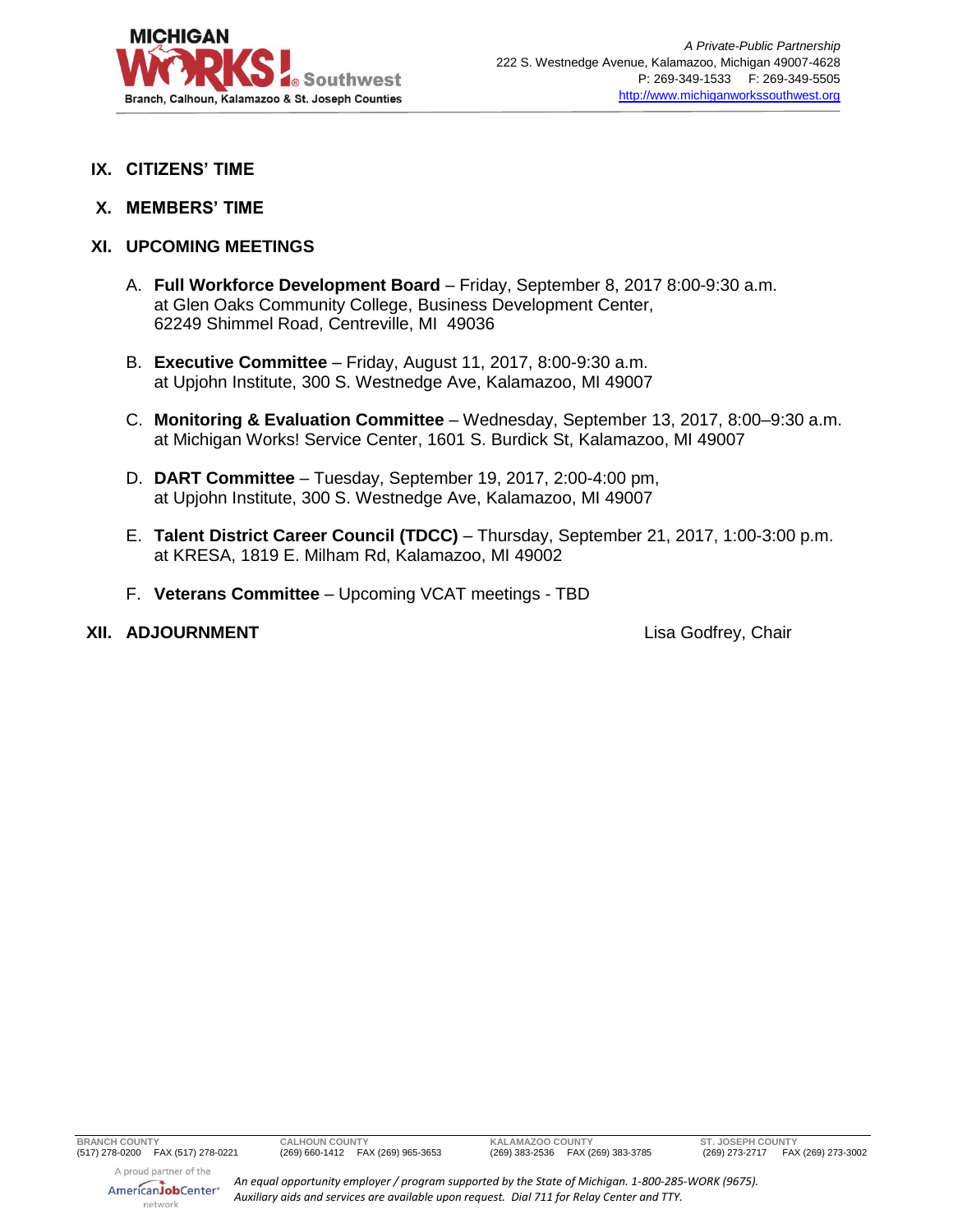## IX. CITIZENS' TIME

## X. MEMBERS' TIME

## XI. UPCOMING MEETINGS

A. **Full Workforce Development Board** – Friday, September 8, 2017 8:00-9:30 a.m. at Glen Oaks Community College, Business Development Center, 62249 Shimmel Road, Centreville, MI 49036

B. **Executive Committee** – Friday, August 11, 2017, 8:00-9:30 a.m. at Upjohn Institute, 300 S. Westnedge Ave, Kalamazoo, MI 49007

C. **Monitoring & Evaluation Committee** – Wednesday, September 13, 2017, 8:00–9:30 a.m. at Michigan Works! Service Center, 1601 S. Burdick St, Kalamazoo, MI 49007

D. **DART Committee** – Tuesday, September 19, 2017, 2:00-4:00 pm, at Upjohn Institute, 300 S. Westnedge Ave, Kalamazoo, MI 49007

E. **Talent District Career Council (TDCC)** – Thursday, September 21, 2017, 1:00-3:00 p.m. at KRESA, 1819 E. Milham Rd, Kalamazoo, MI 49002

F. **Veterans Committee** – Upcoming VCAT meetings - TBD

## XII. ADJOURNMENT

Lisa Godfrey, Chair